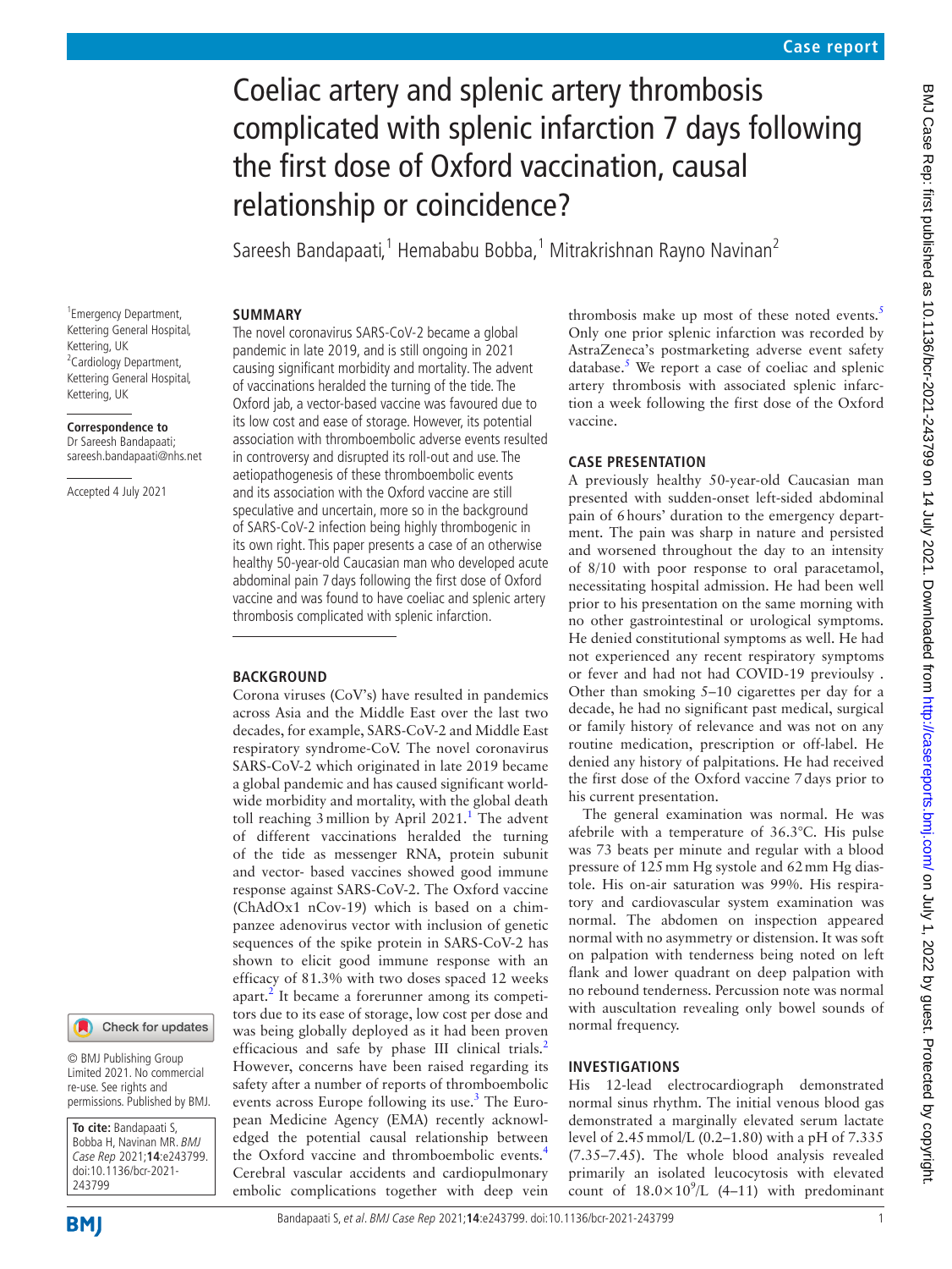# Coeliac artery and splenic artery thrombosis complicated with splenic infarction 7 days following the first dose of Oxford vaccination, causal relationship or coincidence?

Sareesh Bandapaati,[1] Hemababu Bobba,[1] Mitrakrishnan Rayno Navinan[2]

[1]Emergency Department, Kettering General Hospital, Kettering, UK
[2]Cardiology Department, Kettering General Hospital, Kettering, UK

**Correspondence to**
Dr Sareesh Bandapaati; sareesh.bandapaati@nhs.net

Accepted 4 July 2021

© BMJ Publishing Group Limited 2021. No commercial re-use. See rights and permissions. Published by BMJ.

**To cite:** Bandapaati S, Bobba H, Navinan MR. *BMJ Case Rep* 2021;**14**:e243799. doi:10.1136/bcr-2021-243799

## SUMMARY

The novel coronavirus SARS-CoV-2 became a global pandemic in late 2019, and is still ongoing in 2021 causing significant morbidity and mortality. The advent of vaccinations heralded the turning of the tide. The Oxford jab, a vector-based vaccine was favoured due to its low cost and ease of storage. However, its potential association with thromboembolic adverse events resulted in controversy and disrupted its roll-out and use. The aetiopathogenesis of these thromboembolic events and its association with the Oxford vaccine are still speculative and uncertain, more so in the background of SARS-CoV-2 infection being highly thrombogenic in its own right. This paper presents a case of an otherwise healthy 50-year-old Caucasian man who developed acute abdominal pain 7 days following the first dose of Oxford vaccine and was found to have coeliac and splenic artery thrombosis complicated with splenic infarction.

## BACKGROUND

Corona viruses (CoV's) have resulted in pandemics across Asia and the Middle East over the last two decades, for example, SARS-CoV-2 and Middle East respiratory syndrome-CoV. The novel coronavirus SARS-CoV-2 which originated in late 2019 became a global pandemic and has caused significant worldwide morbidity and mortality, with the global death toll reaching 3 million by April 2021.[1] The advent of different vaccinations heralded the turning of the tide as messenger RNA, protein subunit and vector- based vaccines showed good immune response against SARS-CoV-2. The Oxford vaccine (ChAdOx1 nCov-19) which is based on a chimpanzee adenovirus vector with inclusion of genetic sequences of the spike protein in SARS-CoV-2 has shown to elicit good immune response with an efficacy of 81.3% with two doses spaced 12 weeks apart.[2] It became a forerunner among its competitors due to its ease of storage, low cost per dose and was being globally deployed as it had been proven efficacious and safe by phase III clinical trials.[2] However, concerns have been raised regarding its safety after a number of reports of thromboembolic events across Europe following its use.[3] The European Medicine Agency (EMA) recently acknowledged the potential causal relationship between the Oxford vaccine and thromboembolic events.[4] Cerebral vascular accidents and cardiopulmonary embolic complications together with deep vein thrombosis make up most of these noted events.[5] Only one prior splenic infarction was recorded by AstraZeneca's postmarketing adverse event safety database.[5] We report a case of coeliac and splenic artery thrombosis with associated splenic infarction a week following the first dose of the Oxford vaccine.

## CASE PRESENTATION

A previously healthy 50-year-old Caucasian man presented with sudden-onset left-sided abdominal pain of 6 hours' duration to the emergency department. The pain was sharp in nature and persisted and worsened throughout the day to an intensity of 8/10 with poor response to oral paracetamol, necessitating hospital admission. He had been well prior to his presentation on the same morning with no other gastrointestinal or urological symptoms. He denied constitutional symptoms as well. He had not experienced any recent respiratory symptoms or fever and had not had COVID-19 previoulsy . Other than smoking 5–10 cigarettes per day for a decade, he had no significant past medical, surgical or family history of relevance and was not on any routine medication, prescription or off-label. He denied any history of palpitations. He had received the first dose of the Oxford vaccine 7 days prior to his current presentation.

The general examination was normal. He was afebrile with a temperature of 36.3°C. His pulse was 73 beats per minute and regular with a blood pressure of 125 mm Hg systole and 62 mm Hg diastole. His on-air saturation was 99%. His respiratory and cardiovascular system examination was normal. The abdomen on inspection appeared normal with no asymmetry or distension. It was soft on palpation with tenderness being noted on left flank and lower quadrant on deep palpation with no rebound tenderness. Percussion note was normal with auscultation revealing only bowel sounds of normal frequency.

## INVESTIGATIONS

His 12-lead electrocardiograph demonstrated normal sinus rhythm. The initial venous blood gas demonstrated a marginally elevated serum lactate level of 2.45 mmol/L (0.2–1.80) with a pH of 7.335 (7.35–7.45). The whole blood analysis revealed primarily an isolated leucocytosis with elevated count of $18.0\times10^9$/L (4–11) with predominant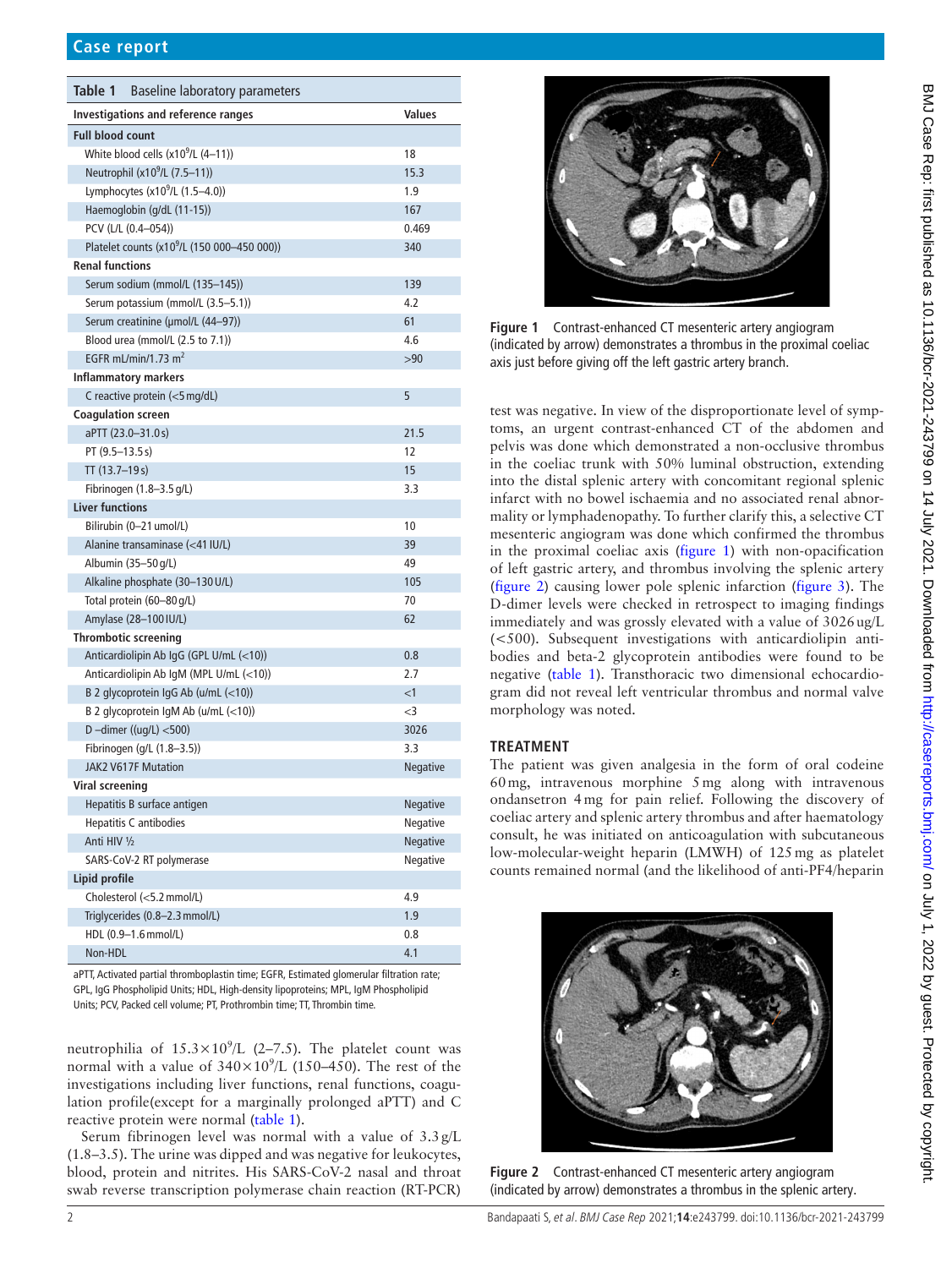**Table 1** Baseline laboratory parameters

| Investigations and reference ranges | Values |
|---|---|
| **Full blood count** | |
| White blood cells (x10$^9$/L (4–11)) | 18 |
| Neutrophil (x10$^9$/L (7.5–11)) | 15.3 |
| Lymphocytes (x10$^9$/L (1.5–4.0)) | 1.9 |
| Haemoglobin (g/dL (11-15)) | 167 |
| PCV (L/L (0.4–054)) | 0.469 |
| Platelet counts (x10$^9$/L (150 000–450 000)) | 340 |
| **Renal functions** | |
| Serum sodium (mmol/L (135–145)) | 139 |
| Serum potassium (mmol/L (3.5–5.1)) | 4.2 |
| Serum creatinine (µmol/L (44–97)) | 61 |
| Blood urea (mmol/L (2.5 to 7.1)) | 4.6 |
| EGFR mL/min/1.73 m$^2$ | >90 |
| **Inflammatory markers** | |
| C reactive protein (<5 mg/dL) | 5 |
| **Coagulation screen** | |
| aPTT (23.0–31.0 s) | 21.5 |
| PT (9.5–13.5 s) | 12 |
| TT (13.7–19 s) | 15 |
| Fibrinogen (1.8–3.5 g/L) | 3.3 |
| **Liver functions** | |
| Bilirubin (0–21 umol/L) | 10 |
| Alanine transaminase (<41 IU/L) | 39 |
| Albumin (35–50 g/L) | 49 |
| Alkaline phosphate (30–130 U/L) | 105 |
| Total protein (60–80 g/L) | 70 |
| Amylase (28–100 IU/L) | 62 |
| **Thrombotic screening** | |
| Anticardiolipin Ab IgG (GPL U/mL (<10)) | 0.8 |
| Anticardiolipin Ab IgM (MPL U/mL (<10)) | 2.7 |
| B 2 glycoprotein IgG Ab (u/mL (<10)) | <1 |
| B 2 glycoprotein IgM Ab (u/mL (<10)) | <3 |
| D –dimer ((ug/L) <500) | 3026 |
| Fibrinogen (g/L (1.8–3.5)) | 3.3 |
| JAK2 V617F Mutation | Negative |
| **Viral screening** | |
| Hepatitis B surface antigen | Negative |
| Hepatitis C antibodies | Negative |
| Anti HIV ½ | Negative |
| SARS-CoV-2 RT polymerase | Negative |
| **Lipid profile** | |
| Cholesterol (<5.2 mmol/L) | 4.9 |
| Triglycerides (0.8–2.3 mmol/L) | 1.9 |
| HDL (0.9–1.6 mmol/L) | 0.8 |
| Non-HDL | 4.1 |

aPTT, Activated partial thromboplastin time; EGFR, Estimated glomerular filtration rate; GPL, IgG Phospholipid Units; HDL, High-density lipoproteins; MPL, IgM Phospholipid Units; PCV, Packed cell volume; PT, Prothrombin time; TT, Thrombin time.

neutrophilia of $15.3\times10^9$/L (2–7.5). The platelet count was normal with a value of $340\times10^9$/L (150–450). The rest of the investigations including liver functions, renal functions, coagulation profile(except for a marginally prolonged aPTT) and C reactive protein were normal (table 1).

Serum fibrinogen level was normal with a value of 3.3 g/L (1.8–3.5). The urine was dipped and was negative for leukocytes, blood, protein and nitrites. His SARS-CoV-2 nasal and throat swab reverse transcription polymerase chain reaction (RT-PCR) test was negative. In view of the disproportionate level of symptoms, an urgent contrast-enhanced CT of the abdomen and pelvis was done which demonstrated a non-occlusive thrombus in the coeliac trunk with 50% luminal obstruction, extending into the distal splenic artery with concomitant regional splenic infarct with no bowel ischaemia and no associated renal abnormality or lymphadenopathy. To further clarify this, a selective CT mesenteric angiogram was done which confirmed the thrombus in the proximal coeliac axis (figure 1) with non-opacification of left gastric artery, and thrombus involving the splenic artery (figure 2) causing lower pole splenic infarction (figure 3). The D-dimer levels were checked in retrospect to imaging findings immediately and was grossly elevated with a value of 3026 ug/L (<500). Subsequent investigations with anticardiolipin antibodies and beta-2 glycoprotein antibodies were found to be negative (table 1). Transthoracic two dimensional echocardiogram did not reveal left ventricular thrombus and normal valve morphology was noted.

Figure 1 Contrast-enhanced CT mesenteric artery angiogram (indicated by arrow) demonstrates a thrombus in the proximal coeliac axis just before giving off the left gastric artery branch.

## TREATMENT

The patient was given analgesia in the form of oral codeine 60 mg, intravenous morphine 5 mg along with intravenous ondansetron 4 mg for pain relief. Following the discovery of coeliac artery and splenic artery thrombus and after haematology consult, he was initiated on anticoagulation with subcutaneous low-molecular-weight heparin (LMWH) of 125 mg as platelet counts remained normal (and the likelihood of anti-PF4/heparin

Figure 2 Contrast-enhanced CT mesenteric artery angiogram (indicated by arrow) demonstrates a thrombus in the splenic artery.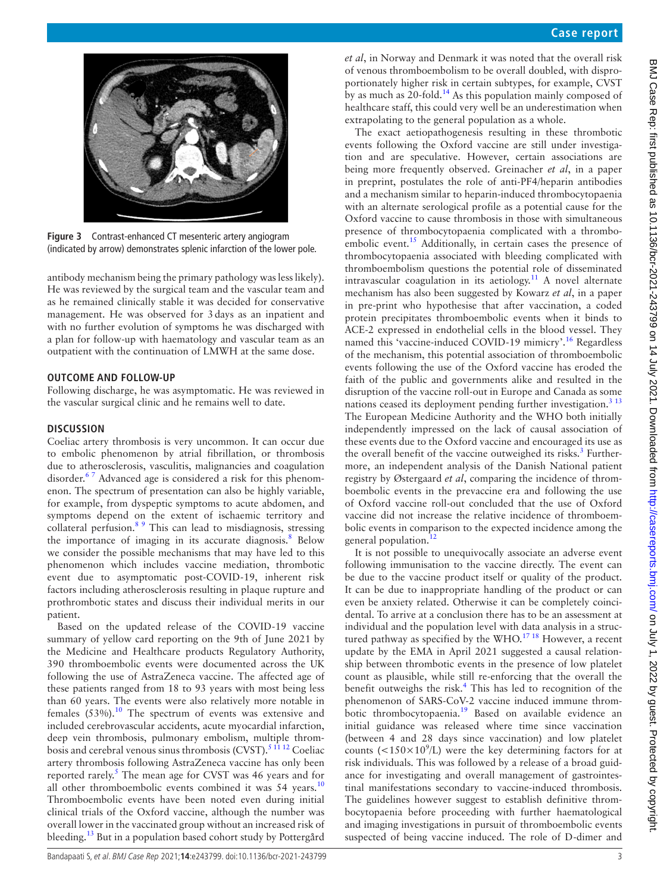Figure 3 Contrast-enhanced CT mesenteric artery angiogram (indicated by arrow) demonstrates splenic infarction of the lower pole.

antibody mechanism being the primary pathology was less likely). He was reviewed by the surgical team and the vascular team and as he remained clinically stable it was decided for conservative management. He was observed for 3 days as an inpatient and with no further evolution of symptoms he was discharged with a plan for follow-up with haematology and vascular team as an outpatient with the continuation of LMWH at the same dose.

## OUTCOME AND FOLLOW-UP

Following discharge, he was asymptomatic. He was reviewed in the vascular surgical clinic and he remains well to date.

## DISCUSSION

Coeliac artery thrombosis is very uncommon. It can occur due to embolic phenomenon by atrial fibrillation, or thrombosis due to atherosclerosis, vasculitis, malignancies and coagulation disorder.[6 7] Advanced age is considered a risk for this phenomenon. The spectrum of presentation can also be highly variable, for example, from dyspeptic symptoms to acute abdomen, and symptoms depend on the extent of ischaemic territory and collateral perfusion.[8 9] This can lead to misdiagnosis, stressing the importance of imaging in its accurate diagnosis.[8] Below we consider the possible mechanisms that may have led to this phenomenon which includes vaccine mediation, thrombotic event due to asymptomatic post-COVID-19, inherent risk factors including atherosclerosis resulting in plaque rupture and prothrombotic states and discuss their individual merits in our patient.

Based on the updated release of the COVID-19 vaccine summary of yellow card reporting on the 9th of June 2021 by the Medicine and Healthcare products Regulatory Authority, 390 thromboembolic events were documented across the UK following the use of AstraZeneca vaccine. The affected age of these patients ranged from 18 to 93 years with most being less than 60 years. The events were also relatively more notable in females (53%).[10] The spectrum of events was extensive and included cerebrovascular accidents, acute myocardial infarction, deep vein thrombosis, pulmonary embolism, multiple thrombosis and cerebral venous sinus thrombosis (CVST).[5 11 12] Coeliac artery thrombosis following AstraZeneca vaccine has only been reported rarely.[5] The mean age for CVST was 46 years and for all other thromboembolic events combined it was 54 years.[10] Thromboembolic events have been noted even during initial clinical trials of the Oxford vaccine, although the number was overall lower in the vaccinated group without an increased risk of bleeding.[13] But in a population based cohort study by Pottergård *et al*, in Norway and Denmark it was noted that the overall risk of venous thromboembolism to be overall doubled, with disproportionately higher risk in certain subtypes, for example, CVST by as much as 20-fold.[14] As this population mainly composed of healthcare staff, this could very well be an underestimation when extrapolating to the general population as a whole.

The exact aetiopathogenesis resulting in these thrombotic events following the Oxford vaccine are still under investigation and are speculative. However, certain associations are being more frequently observed. Greinacher *et al*, in a paper in preprint, postulates the role of anti-PF4/heparin antibodies and a mechanism similar to heparin-induced thrombocytopaenia with an alternate serological profile as a potential cause for the Oxford vaccine to cause thrombosis in those with simultaneous presence of thrombocytopaenia complicated with a thromboembolic event.[15] Additionally, in certain cases the presence of thrombocytopaenia associated with bleeding complicated with thromboembolism questions the potential role of disseminated intravascular coagulation in its aetiology.[11] A novel alternate mechanism has also been suggested by Kowarz *et al*, in a paper in pre-print who hypothesise that after vaccination, a coded protein precipitates thromboembolic events when it binds to ACE-2 expressed in endothelial cells in the blood vessel. They named this 'vaccine-induced COVID-19 mimicry'.[16] Regardless of the mechanism, this potential association of thromboembolic events following the use of the Oxford vaccine has eroded the faith of the public and governments alike and resulted in the disruption of the vaccine roll-out in Europe and Canada as some nations ceased its deployment pending further investigation.[3 13] The European Medicine Authority and the WHO both initially independently impressed on the lack of causal association of these events due to the Oxford vaccine and encouraged its use as the overall benefit of the vaccine outweighed its risks.[3] Furthermore, an independent analysis of the Danish National patient registry by Østergaard *et al*, comparing the incidence of thromboembolic events in the prevaccine era and following the use of Oxford vaccine roll-out concluded that the use of Oxford vaccine did not increase the relative incidence of thromboembolic events in comparison to the expected incidence among the general population.[12]

It is not possible to unequivocally associate an adverse event following immunisation to the vaccine directly. The event can be due to the vaccine product itself or quality of the product. It can be due to inappropriate handling of the product or can even be anxiety related. Otherwise it can be completely coincidental. To arrive at a conclusion there has to be an assessment at individual and the population level with data analysis in a structured pathway as specified by the WHO.[17 18] However, a recent update by the EMA in April 2021 suggested a causal relationship between thrombotic events in the presence of low platelet count as plausible, while still re-enforcing that the overall the benefit outweighs the risk.[4] This has led to recognition of the phenomenon of SARS-CoV-2 vaccine induced immune thrombotic thrombocytopaenia.[19] Based on available evidence an initial guidance was released where time since vaccination (between 4 and 28 days since vaccination) and low platelet counts ($<150\times10^9$/L) were the key determining factors for at risk individuals. This was followed by a release of a broad guidance for investigating and overall management of gastrointestinal manifestations secondary to vaccine-induced thrombosis. The guidelines however suggest to establish definitive thrombocytopaenia before proceeding with further haematological and imaging investigations in pursuit of thromboembolic events suspected of being vaccine induced. The role of D-dimer and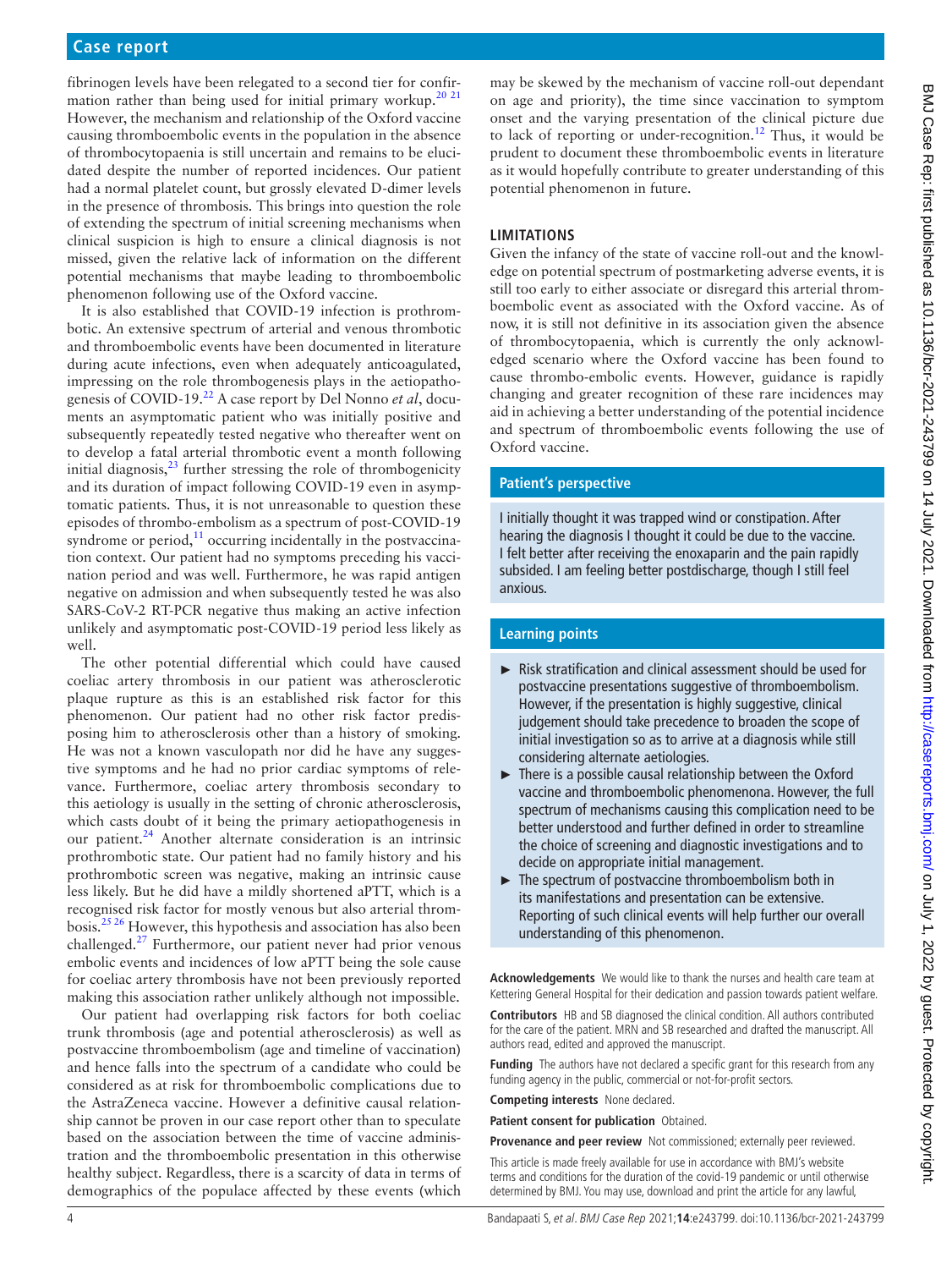fibrinogen levels have been relegated to a second tier for confirmation rather than being used for initial primary workup.[20,21] However, the mechanism and relationship of the Oxford vaccine causing thromboembolic events in the population in the absence of thrombocytopaenia is still uncertain and remains to be elucidated despite the number of reported incidences. Our patient had a normal platelet count, but grossly elevated D-dimer levels in the presence of thrombosis. This brings into question the role of extending the spectrum of initial screening mechanisms when clinical suspicion is high to ensure a clinical diagnosis is not missed, given the relative lack of information on the different potential mechanisms that maybe leading to thromboembolic phenomenon following use of the Oxford vaccine.

It is also established that COVID-19 infection is prothrombotic. An extensive spectrum of arterial and venous thrombotic and thromboembolic events have been documented in literature during acute infections, even when adequately anticoagulated, impressing on the role thrombogenesis plays in the aetiopathogenesis of COVID-19.[22] A case report by Del Nonno *et al*, documents an asymptomatic patient who was initially positive and subsequently repeatedly tested negative who thereafter went on to develop a fatal arterial thrombotic event a month following initial diagnosis,[23] further stressing the role of thrombogenicity and its duration of impact following COVID-19 even in asymptomatic patients. Thus, it is not unreasonable to question these episodes of thrombo-embolism as a spectrum of post-COVID-19 syndrome or period,[11] occurring incidentally in the postvaccination context. Our patient had no symptoms preceding his vaccination period and was well. Furthermore, he was rapid antigen negative on admission and when subsequently tested he was also SARS-CoV-2 RT-PCR negative thus making an active infection unlikely and asymptomatic post-COVID-19 period less likely as well.

The other potential differential which could have caused coeliac artery thrombosis in our patient was atherosclerotic plaque rupture as this is an established risk factor for this phenomenon. Our patient had no other risk factor predisposing him to atherosclerosis other than a history of smoking. He was not a known vasculopath nor did he have any suggestive symptoms and he had no prior cardiac symptoms of relevance. Furthermore, coeliac artery thrombosis secondary to this aetiology is usually in the setting of chronic atherosclerosis, which casts doubt of it being the primary aetiopathogenesis in our patient.[24] Another alternate consideration is an intrinsic prothrombotic state. Our patient had no family history and his prothrombotic screen was negative, making an intrinsic cause less likely. But he did have a mildly shortened aPTT, which is a recognised risk factor for mostly venous but also arterial thrombosis.[25,26] However, this hypothesis and association has also been challenged.[27] Furthermore, our patient never had prior venous embolic events and incidences of low aPTT being the sole cause for coeliac artery thrombosis have not been previously reported making this association rather unlikely although not impossible.

Our patient had overlapping risk factors for both coeliac trunk thrombosis (age and potential atherosclerosis) as well as postvaccine thromboembolism (age and timeline of vaccination) and hence falls into the spectrum of a candidate who could be considered as at risk for thromboembolic complications due to the AstraZeneca vaccine. However a definitive causal relationship cannot be proven in our case report other than to speculate based on the association between the time of vaccine administration and the thromboembolic presentation in this otherwise healthy subject. Regardless, there is a scarcity of data in terms of demographics of the populace affected by these events (which may be skewed by the mechanism of vaccine roll-out dependant on age and priority), the time since vaccination to symptom onset and the varying presentation of the clinical picture due to lack of reporting or under-recognition.[12] Thus, it would be prudent to document these thromboembolic events in literature as it would hopefully contribute to greater understanding of this potential phenomenon in future.

## LIMITATIONS

Given the infancy of the state of vaccine roll-out and the knowledge on potential spectrum of postmarketing adverse events, it is still too early to either associate or disregard this arterial thromboembolic event as associated with the Oxford vaccine. As of now, it is still not definitive in its association given the absence of thrombocytopaenia, which is currently the only acknowledged scenario where the Oxford vaccine has been found to cause thrombo-embolic events. However, guidance is rapidly changing and greater recognition of these rare incidences may aid in achieving a better understanding of the potential incidence and spectrum of thromboembolic events following the use of Oxford vaccine.

### Patient's perspective

I initially thought it was trapped wind or constipation. After hearing the diagnosis I thought it could be due to the vaccine. I felt better after receiving the enoxaparin and the pain rapidly subsided. I am feeling better postdischarge, though I still feel anxious.

### Learning points

- Risk stratification and clinical assessment should be used for postvaccine presentations suggestive of thromboembolism. However, if the presentation is highly suggestive, clinical judgement should take precedence to broaden the scope of initial investigation so as to arrive at a diagnosis while still considering alternate aetiologies.
- There is a possible causal relationship between the Oxford vaccine and thromboembolic phenomenona. However, the full spectrum of mechanisms causing this complication need to be better understood and further defined in order to streamline the choice of screening and diagnostic investigations and to decide on appropriate initial management.
- The spectrum of postvaccine thromboembolism both in its manifestations and presentation can be extensive. Reporting of such clinical events will help further our overall understanding of this phenomenon.

**Acknowledgements** We would like to thank the nurses and health care team at Kettering General Hospital for their dedication and passion towards patient welfare.

**Contributors** HB and SB diagnosed the clinical condition. All authors contributed for the care of the patient. MRN and SB researched and drafted the manuscript. All authors read, edited and approved the manuscript.

**Funding** The authors have not declared a specific grant for this research from any funding agency in the public, commercial or not-for-profit sectors.

**Competing interests** None declared.

**Patient consent for publication** Obtained.

**Provenance and peer review** Not commissioned; externally peer reviewed.

This article is made freely available for use in accordance with BMJ's website terms and conditions for the duration of the covid-19 pandemic or until otherwise determined by BMJ. You may use, download and print the article for any lawful,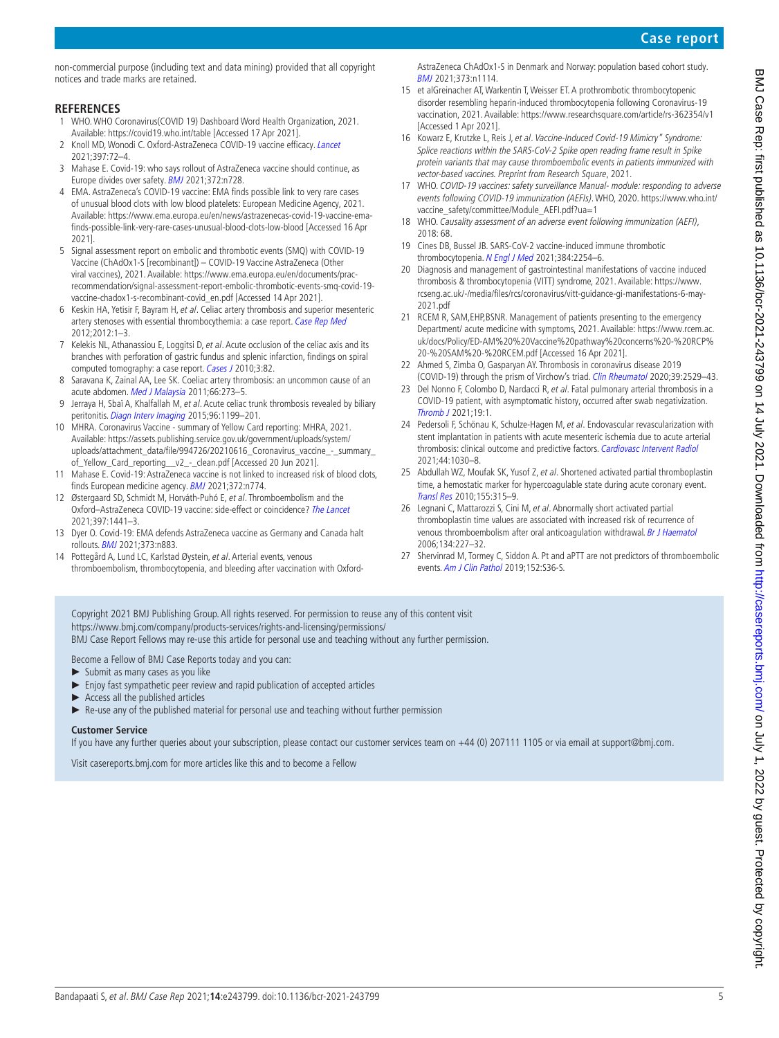non-commercial purpose (including text and data mining) provided that all copyright notices and trade marks are retained.

## REFERENCES

1. WHO. WHO Coronavirus(COVID 19) Dashboard Word Health Organization, 2021. Available: https://covid19.who.int/table [Accessed 17 Apr 2021].
2. Knoll MD, Wonodi C. Oxford-AstraZeneca COVID-19 vaccine efficacy. *Lancet* 2021;397:72–4.
3. Mahase E. Covid-19: who says rollout of AstraZeneca vaccine should continue, as Europe divides over safety. *BMJ* 2021;372:n728.
4. EMA. AstraZeneca's COVID-19 vaccine: EMA finds possible link to very rare cases of unusual blood clots with low blood platelets: European Medicine Agency, 2021. Available: https://www.ema.europa.eu/en/news/astrazenecas-covid-19-vaccine-ema-finds-possible-link-very-rare-cases-unusual-blood-clots-low-blood [Accessed 16 Apr 2021].
5. Signal assessment report on embolic and thrombotic events (SMQ) with COVID-19 Vaccine (ChAdOx1-S [recombinant]) – COVID-19 Vaccine AstraZeneca (Other viral vaccines), 2021. Available: https://www.ema.europa.eu/en/documents/prac-recommendation/signal-assessment-report-embolic-thrombotic-events-smq-covid-19-vaccine-chadox1-s-recombinant-covid_en.pdf [Accessed 14 Apr 2021].
6. Keskin HA, Yetisir F, Bayram H, *et al*. Celiac artery thrombosis and superior mesenteric artery stenoses with essential thrombocythemia: a case report. *Case Rep Med* 2012;2012:1–3.
7. Kelekis NL, Athanassiou E, Loggitsi D, *et al*. Acute occlusion of the celiac axis and its branches with perforation of gastric fundus and splenic infarction, findings on spiral computed tomography: a case report. *Cases J* 2010;3:82.
8. Saravana K, Zainal AA, Lee SK. Coeliac artery thrombosis: an uncommon cause of an acute abdomen. *Med J Malaysia* 2011;66:273–5.
9. Jerraya H, Sbaï A, Khalfallah M, *et al*. Acute celiac trunk thrombosis revealed by biliary peritonitis. *Diagn Interv Imaging* 2015;96:1199–201.
10. MHRA. Coronavirus Vaccine - summary of Yellow Card reporting: MHRA, 2021. Available: https://assets.publishing.service.gov.uk/government/uploads/system/uploads/attachment_data/file/994726/20210616_Coronavirus_vaccine_-_summary_of_Yellow_Card_reporting__v2_-_clean.pdf [Accessed 20 Jun 2021].
11. Mahase E. Covid-19: AstraZeneca vaccine is not linked to increased risk of blood clots, finds European medicine agency. *BMJ* 2021;372:n774.
12. Østergaard SD, Schmidt M, Horváth-Puhó E, *et al*. Thromboembolism and the Oxford–AstraZeneca COVID-19 vaccine: side-effect or coincidence? *The Lancet* 2021;397:1441–3.
13. Dyer O. Covid-19: EMA defends AstraZeneca vaccine as Germany and Canada halt rollouts. *BMJ* 2021;373:n883.
14. Pottegård A, Lund LC, Karlstad Øystein, *et al*. Arterial events, venous thromboembolism, thrombocytopenia, and bleeding after vaccination with Oxford-AstraZeneca ChAdOx1-S in Denmark and Norway: population based cohort study. *BMJ* 2021;373:n1114.
15. et alGreinacher AT, Warkentin T, Weisser ET. A prothrombotic thrombocytopenic disorder resembling heparin-induced thrombocytopenia following Coronavirus-19 vaccination, 2021. Available: https://www.researchsquare.com/article/rs-362354/v1 [Accessed 1 Apr 2021].
16. Kowarz E, Krutzke L, Reis J, *et al*. *Vaccine-Induced Covid-19 Mimicry" Syndrome: Splice reactions within the SARS-CoV-2 Spike open reading frame result in Spike protein variants that may cause thromboembolic events in patients immunized with vector-based vaccines. Preprint from Research Square*, 2021.
17. WHO. *COVID-19 vaccines: safety surveillance Manual- module: responding to adverse events following COVID-19 immunization (AEFIs)*. WHO, 2020. https://www.who.int/vaccine_safety/committee/Module_AEFI.pdf?ua=1
18. WHO. *Causality assessment of an adverse event following immunization (AEFI)*, 2018: 68.
19. Cines DB, Bussel JB. SARS-CoV-2 vaccine-induced immune thrombotic thrombocytopenia. *N Engl J Med* 2021;384:2254–6.
20. Diagnosis and management of gastrointestinal manifestations of vaccine induced thrombosis & thrombocytopenia (VITT) syndrome, 2021. Available: https://www.rcseng.ac.uk/-/media/files/rcs/coronavirus/vitt-guidance-gi-manifestations-6-may-2021.pdf
21. RCEM R, SAM,EHP,BSNR. Management of patients presenting to the emergency Department/ acute medicine with symptoms, 2021. Available: https://www.rcem.ac.uk/docs/Policy/ED-AM%20%20Vaccine%20pathway%20concerns%20-%20RCP%20-%20SAM%20-%20RCEM.pdf [Accessed 16 Apr 2021].
22. Ahmed S, Zimba O, Gasparyan AY. Thrombosis in coronavirus disease 2019 (COVID-19) through the prism of Virchow's triad. *Clin Rheumatol* 2020;39:2529–43.
23. Del Nonno F, Colombo D, Nardacci R, *et al*. Fatal pulmonary arterial thrombosis in a COVID-19 patient, with asymptomatic history, occurred after swab negativization. *Thromb J* 2021;19:1.
24. Pedersoli F, Schönau K, Schulze-Hagen M, *et al*. Endovascular revascularization with stent implantation in patients with acute mesenteric ischemia due to acute arterial thrombosis: clinical outcome and predictive factors. *Cardiovasc Intervent Radiol* 2021;44:1030–8.
25. Abdullah WZ, Moufak SK, Yusof Z, *et al*. Shortened activated partial thromboplastin time, a hemostatic marker for hypercoagulable state during acute coronary event. *Transl Res* 2010;155:315–9.
26. Legnani C, Mattarozzi S, Cini M, *et al*. Abnormally short activated partial thromboplastin time values are associated with increased risk of recurrence of venous thromboembolism after oral anticoagulation withdrawal. *Br J Haematol* 2006;134:227–32.
27. Shervinrad M, Tormey C, Siddon A. Pt and aPTT are not predictors of thromboembolic events. *Am J Clin Pathol* 2019;152:S36-S.

Copyright 2021 BMJ Publishing Group. All rights reserved. For permission to reuse any of this content visit https://www.bmj.com/company/products-services/rights-and-licensing/permissions/
BMJ Case Report Fellows may re-use this article for personal use and teaching without any further permission.

Become a Fellow of BMJ Case Reports today and you can:

- Submit as many cases as you like
- Enjoy fast sympathetic peer review and rapid publication of accepted articles
- Access all the published articles
- Re-use any of the published material for personal use and teaching without further permission

**Customer Service**

If you have any further queries about your subscription, please contact our customer services team on +44 (0) 207111 1105 or via email at support@bmj.com.

Visit casereports.bmj.com for more articles like this and to become a Fellow